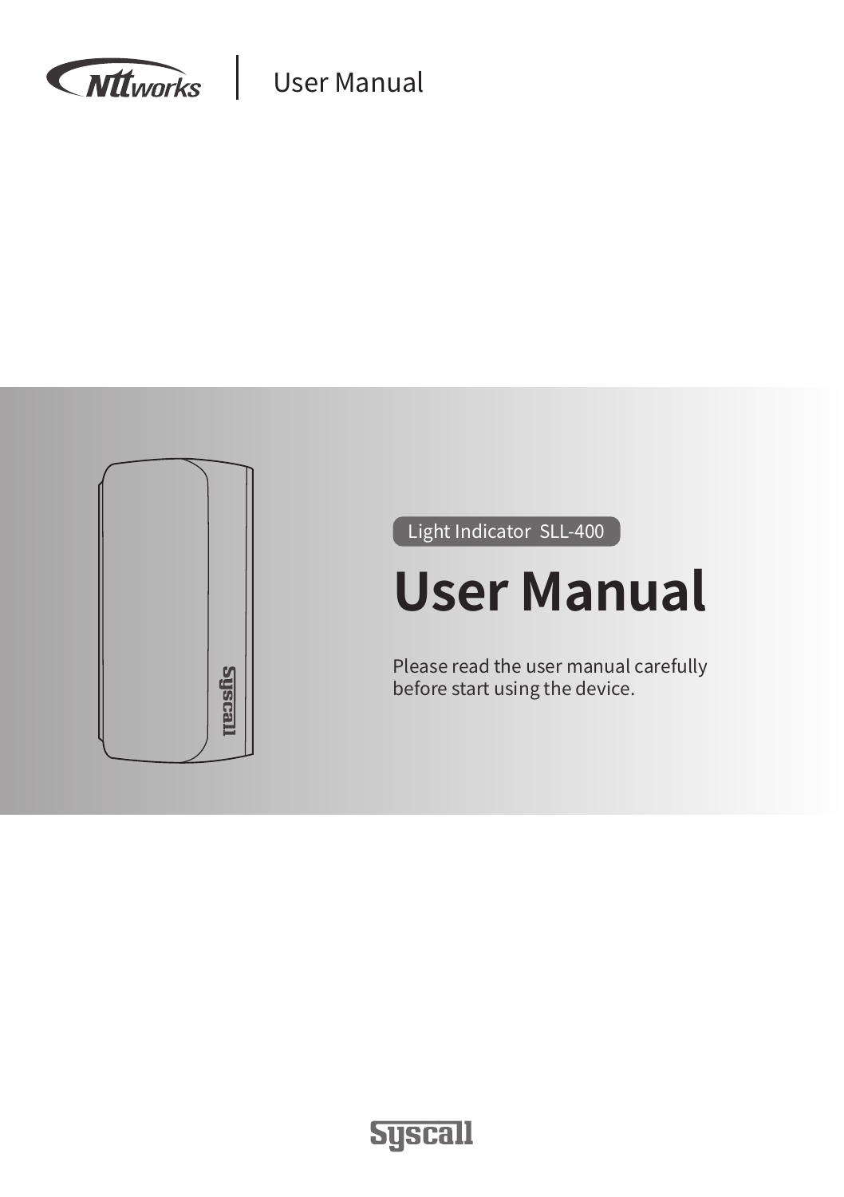Nttworks | User Manual

Light Indicator SLL-400

# User Manual

Please read the user manual carefully before start using the device.

Syscall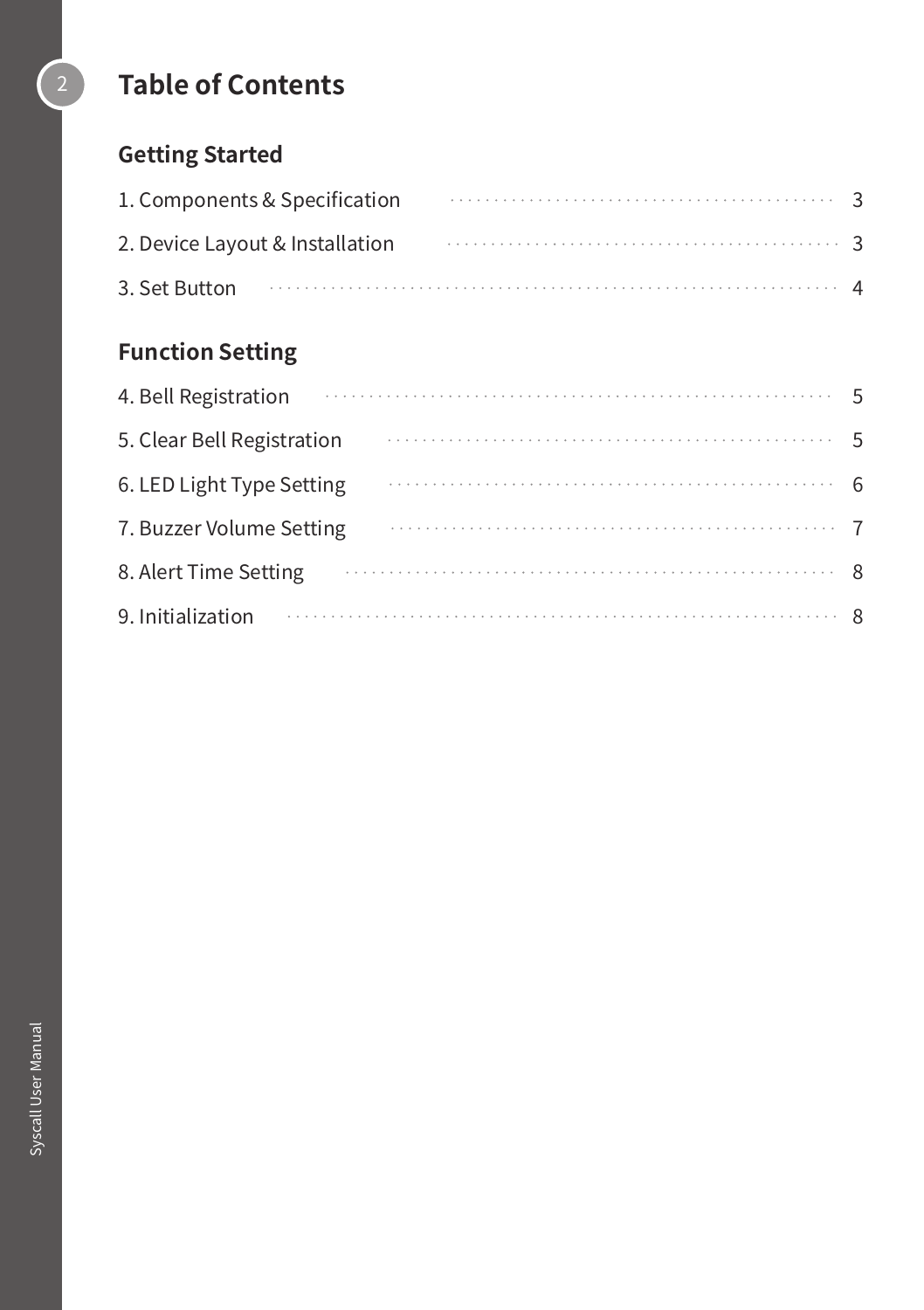# Table of Contents

## Getting Started

| | |
|---|---|
| 1. Components & Specification | 3 |
| 2. Device Layout & Installation | 3 |
| 3. Set Button | 4 |

## Function Setting

| | |
|---|---|
| 4. Bell Registration | 5 |
| 5. Clear Bell Registration | 5 |
| 6. LED Light Type Setting | 6 |
| 7. Buzzer Volume Setting | 7 |
| 8. Alert Time Setting | 8 |
| 9. Initialization | 8 |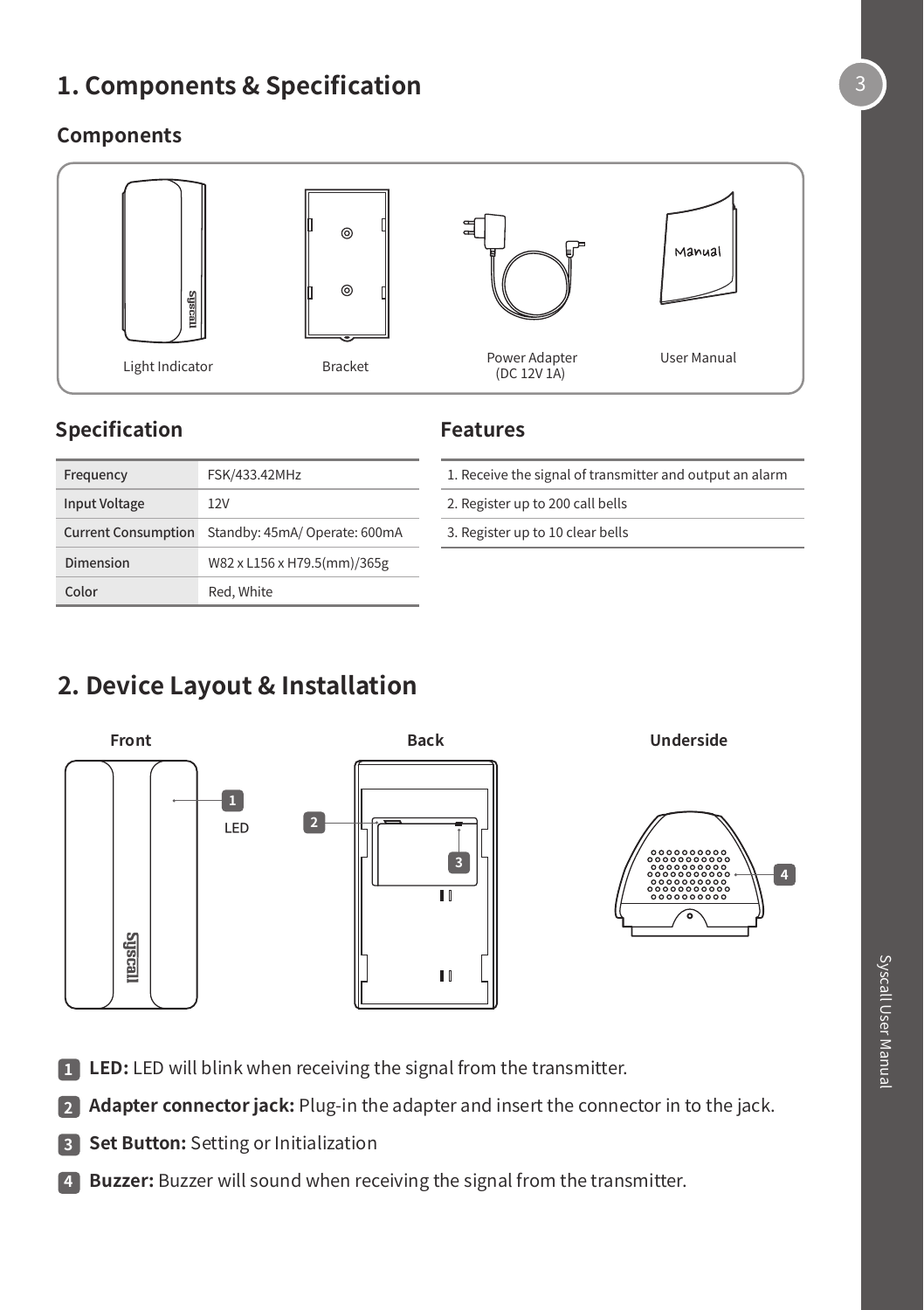# 1. Components & Specification

## Components

Light Indicator

Bracket

Power Adapter (DC 12V 1A)

User Manual

## Specification

| Frequency | FSK/433.42MHz |
|---|---|
| Input Voltage | 12V |
| Current Consumption | Standby: 45mA/ Operate: 600mA |
| Dimension | W82 x L156 x H79.5(mm)/365g |
| Color | Red, White |

## Features

1. Receive the signal of transmitter and output an alarm
2. Register up to 200 call bells
3. Register up to 10 clear bells

# 2. Device Layout & Installation

**Front**

**Back**

**Underside**

1. **LED:** LED will blink when receiving the signal from the transmitter.
2. **Adapter connector jack:** Plug-in the adapter and insert the connector in to the jack.
3. **Set Button:** Setting or Initialization
4. **Buzzer:** Buzzer will sound when receiving the signal from the transmitter.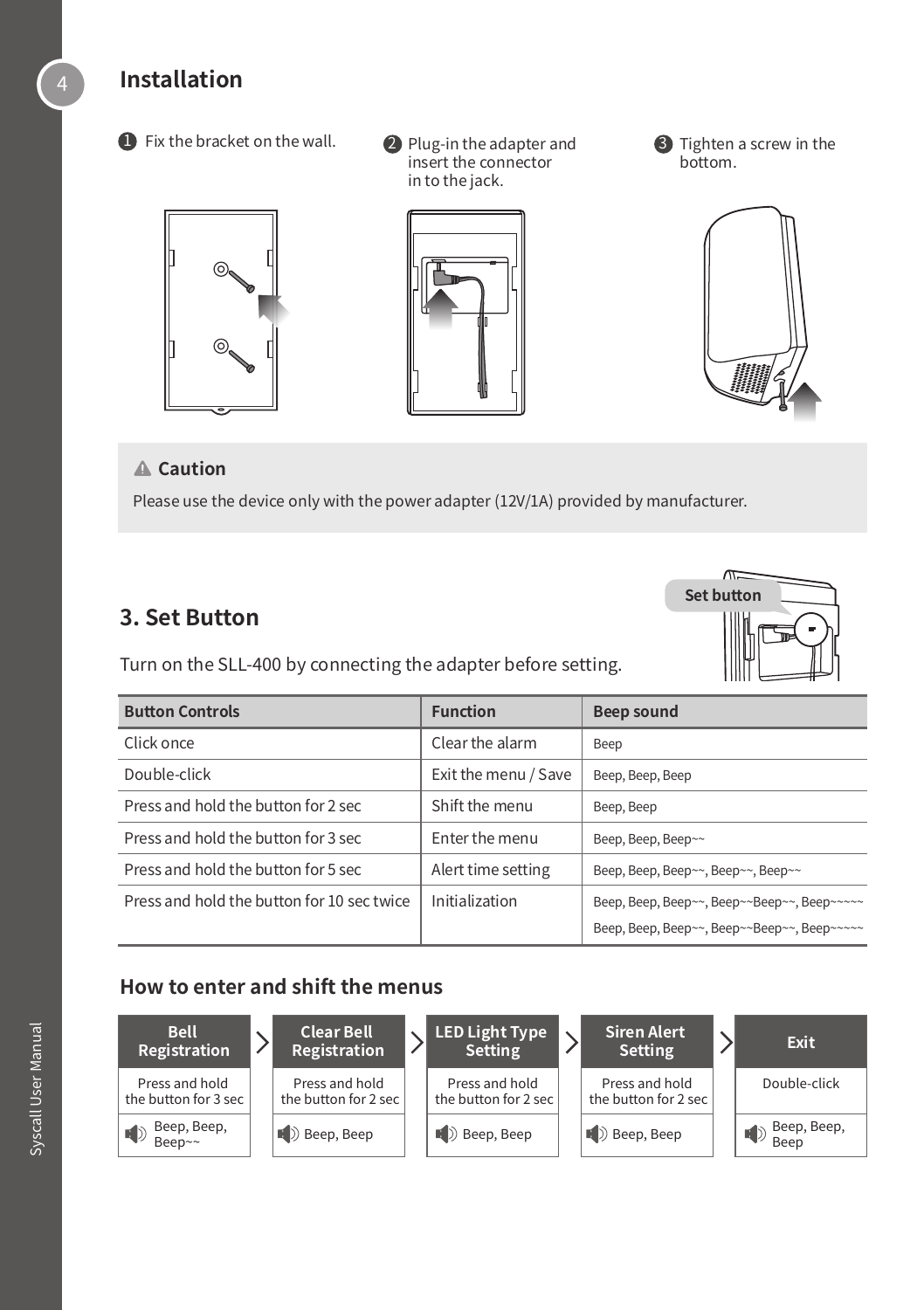## Installation

1. Fix the bracket on the wall.
2. Plug-in the adapter and insert the connector in to the jack.
3. Tighten a screw in the bottom.

> **⚠ Caution**
>
> Please use the device only with the power adapter (12V/1A) provided by manufacturer.

## 3. Set Button

Set button

Turn on the SLL-400 by connecting the adapter before setting.

| Button Controls | Function | Beep sound |
|---|---|---|
| Click once | Clear the alarm | Beep |
| Double-click | Exit the menu / Save | Beep, Beep, Beep |
| Press and hold the button for 2 sec | Shift the menu | Beep, Beep |
| Press and hold the button for 3 sec | Enter the menu | Beep, Beep, Beep~~ |
| Press and hold the button for 5 sec | Alert time setting | Beep, Beep, Beep~~, Beep~~, Beep~~ |
| Press and hold the button for 10 sec twice | Initialization | Beep, Beep, Beep~~, Beep~~Beep~~, Beep~~~~~ Beep, Beep, Beep~~, Beep~~Beep~~, Beep~~~~~ |

### How to enter and shift the menus

| Bell Registration | Clear Bell Registration | LED Light Type Setting | Siren Alert Setting | Exit |
|---|---|---|---|---|
| Press and hold the button for 3 sec | Press and hold the button for 2 sec | Press and hold the button for 2 sec | Press and hold the button for 2 sec | Double-click |
| Beep, Beep, Beep~~ | Beep, Beep | Beep, Beep | Beep, Beep | Beep, Beep, Beep |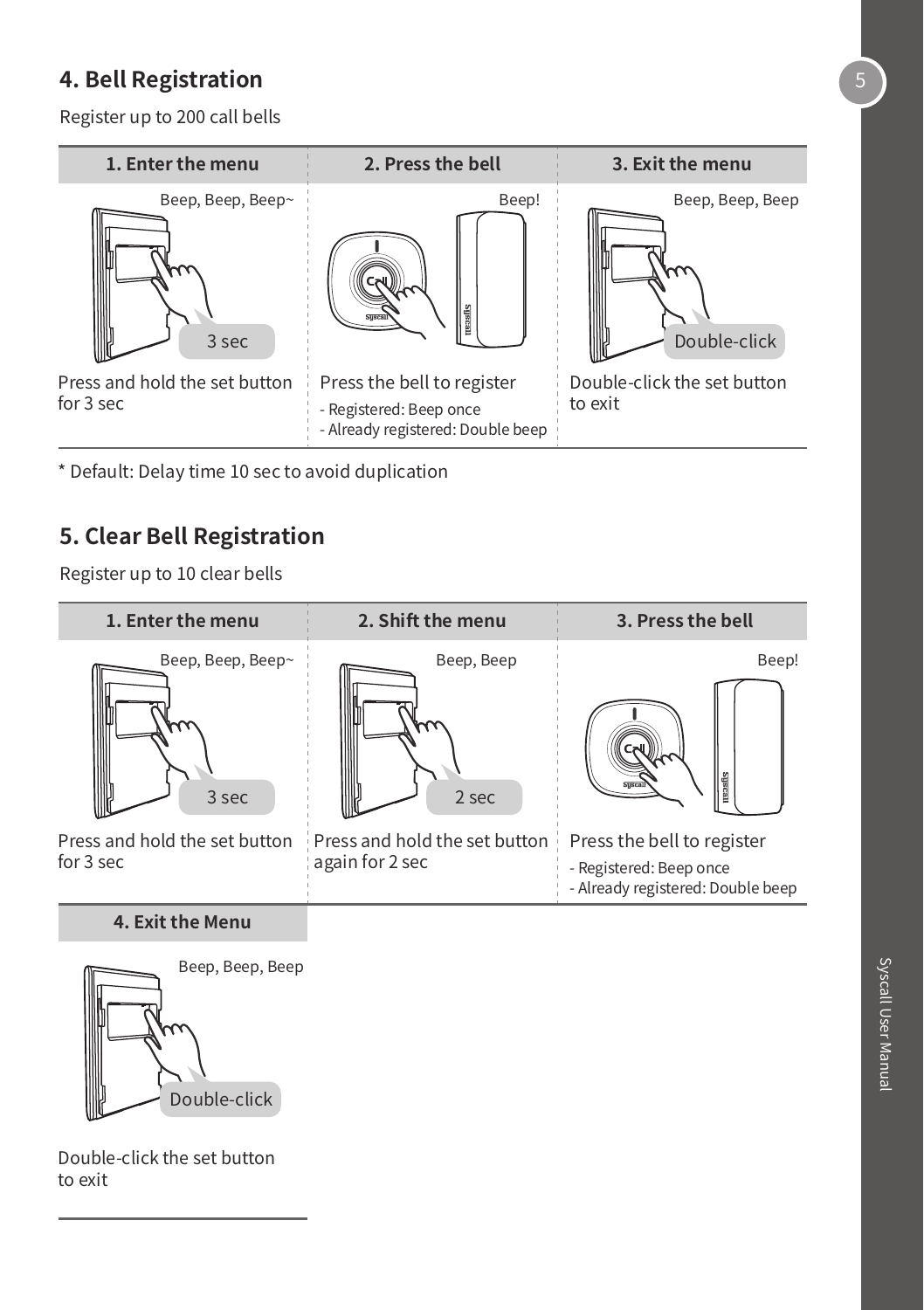## 4. Bell Registration

Register up to 200 call bells

| 1. Enter the menu | 2. Press the bell | 3. Exit the menu |
|---|---|---|
| Beep, Beep, Beep~ | Beep! | Beep, Beep, Beep |
| 3 sec | | Double-click |
| Press and hold the set button for 3 sec | Press the bell to register<br>- Registered: Beep once<br>- Already registered: Double beep | Double-click the set button to exit |

* Default: Delay time 10 sec to avoid duplication

## 5. Clear Bell Registration

Register up to 10 clear bells

| 1. Enter the menu | 2. Shift the menu | 3. Press the bell |
|---|---|---|
| Beep, Beep, Beep~ | Beep, Beep | Beep! |
| 3 sec | 2 sec | |
| Press and hold the set button for 3 sec | Press and hold the set button again for 2 sec | Press the bell to register<br>- Registered: Beep once<br>- Already registered: Double beep |

| 4. Exit the Menu |
|---|
| Beep, Beep, Beep |
| Double-click |
| Double-click the set button to exit |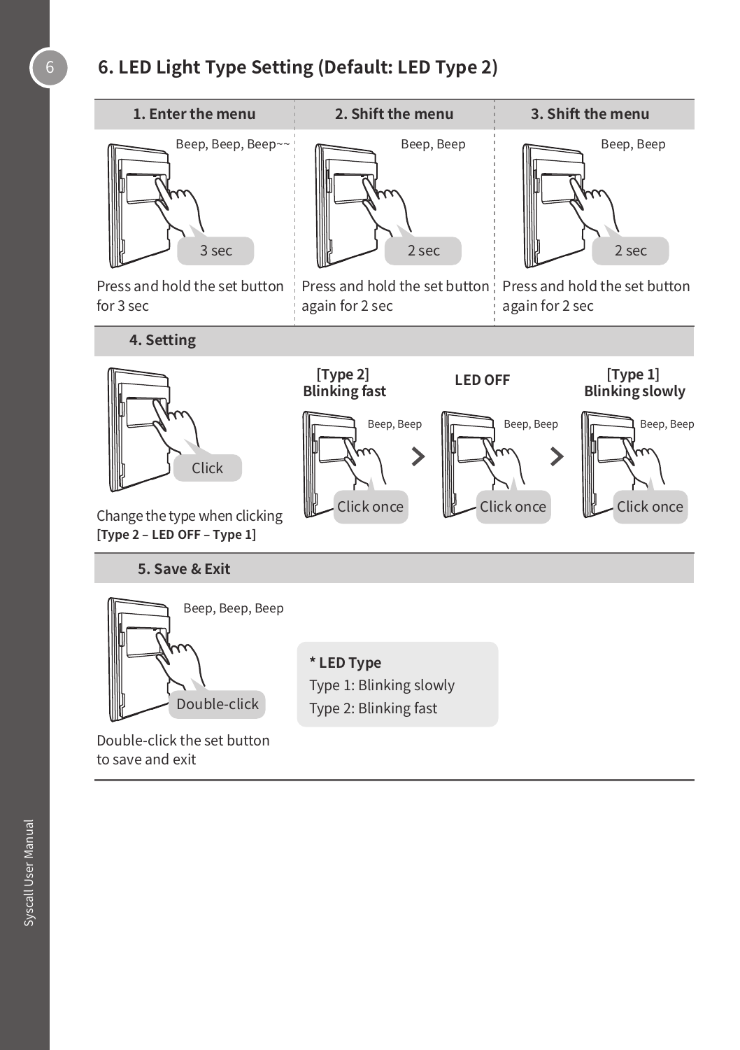# 6. LED Light Type Setting (Default: LED Type 2)

### 1. Enter the menu

Beep, Beep, Beep~~

3 sec

Press and hold the set button for 3 sec

### 2. Shift the menu

Beep, Beep

2 sec

Press and hold the set button again for 2 sec

### 3. Shift the menu

Beep, Beep

2 sec

Press and hold the set button again for 2 sec

### 4. Setting

Click

Change the type when clicking
[**Type 2 – LED OFF – Type 1**]

**[Type 2] Blinking fast**

Beep, Beep

Click once

**LED OFF**

Beep, Beep

Click once

**[Type 1] Blinking slowly**

Beep, Beep

Click once

### 5. Save & Exit

Beep, Beep, Beep

Double-click

Double-click the set button to save and exit

**\* LED Type**
Type 1: Blinking slowly
Type 2: Blinking fast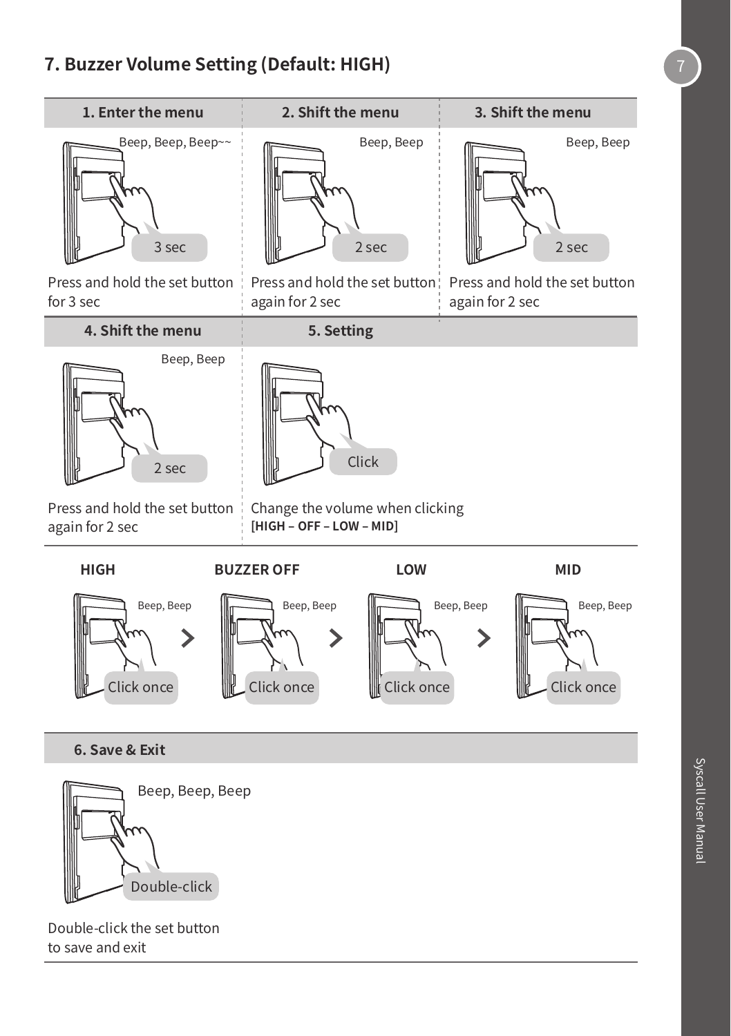## 7. Buzzer Volume Setting (Default: HIGH)

| 1. Enter the menu | 2. Shift the menu | 3. Shift the menu |
| --- | --- | --- |
| Beep, Beep, Beep~~ / 3 sec | Beep, Beep / 2 sec | Beep, Beep / 2 sec |
| Press and hold the set button for 3 sec | Press and hold the set button again for 2 sec | Press and hold the set button again for 2 sec |

| 4. Shift the menu | 5. Setting |
| --- | --- |
| Beep, Beep / 2 sec | Click |
| Press and hold the set button again for 2 sec | Change the volume when clicking **[HIGH – OFF – LOW – MID]** |

| HIGH | BUZZER OFF | LOW | MID |
| --- | --- | --- | --- |
| Beep, Beep / Click once | Beep, Beep / Click once | Beep, Beep / Click once | Beep, Beep / Click once |

### 6. Save & Exit

Beep, Beep, Beep

Double-click

Double-click the set button to save and exit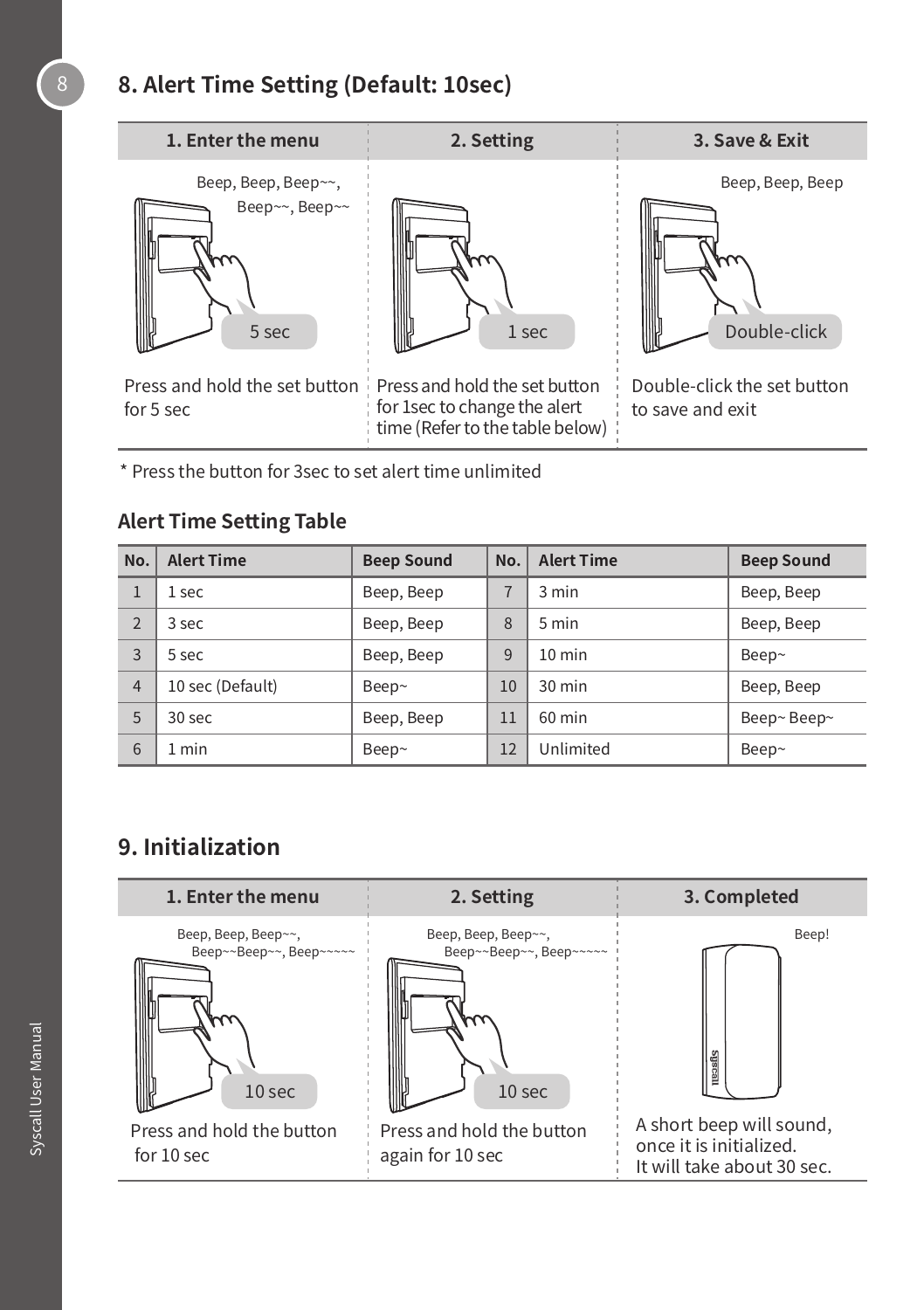## 8. Alert Time Setting (Default: 10sec)

| 1. Enter the menu | 2. Setting | 3. Save & Exit |
|---|---|---|
| Beep, Beep, Beep~~, Beep~~, Beep~~ | | Beep, Beep, Beep |
| 5 sec | 1 sec | Double-click |
| Press and hold the set button for 5 sec | Press and hold the set button for 1sec to change the alert time (Refer to the table below) | Double-click the set button to save and exit |

* Press the button for 3sec to set alert time unlimited

### Alert Time Setting Table

| No. | Alert Time | Beep Sound | No. | Alert Time | Beep Sound |
|---|---|---|---|---|---|
| 1 | 1 sec | Beep, Beep | 7 | 3 min | Beep, Beep |
| 2 | 3 sec | Beep, Beep | 8 | 5 min | Beep, Beep |
| 3 | 5 sec | Beep, Beep | 9 | 10 min | Beep~ |
| 4 | 10 sec (Default) | Beep~ | 10 | 30 min | Beep, Beep |
| 5 | 30 sec | Beep, Beep | 11 | 60 min | Beep~ Beep~ |
| 6 | 1 min | Beep~ | 12 | Unlimited | Beep~ |

## 9. Initialization

| 1. Enter the menu | 2. Setting | 3. Completed |
|---|---|---|
| Beep, Beep, Beep~~, Beep~~Beep~~, Beep~~~~~ | Beep, Beep, Beep~~, Beep~~Beep~~, Beep~~~~~ | Beep! |
| 10 sec | 10 sec | |
| Press and hold the button for 10 sec | Press and hold the button again for 10 sec | A short beep will sound, once it is initialized. It will take about 30 sec. |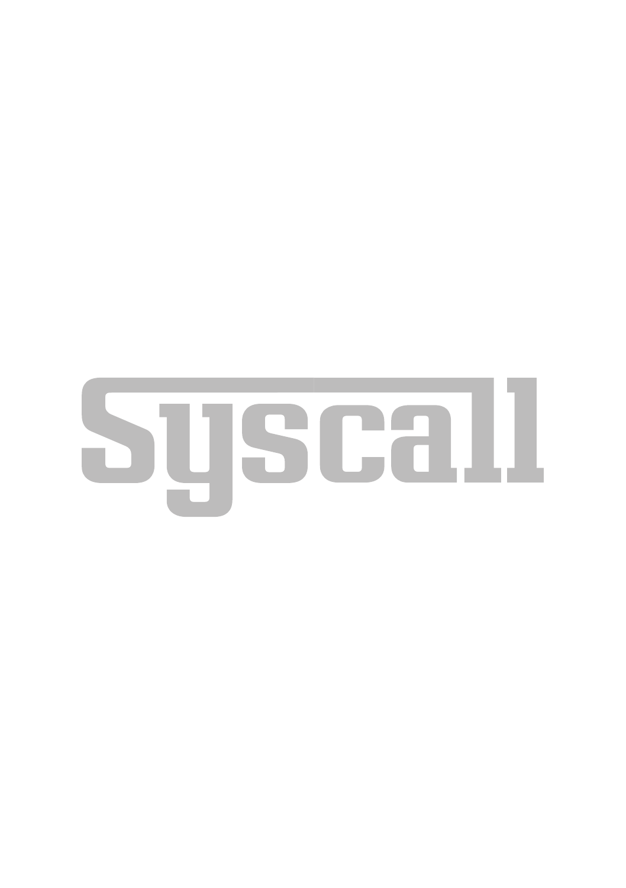Syscall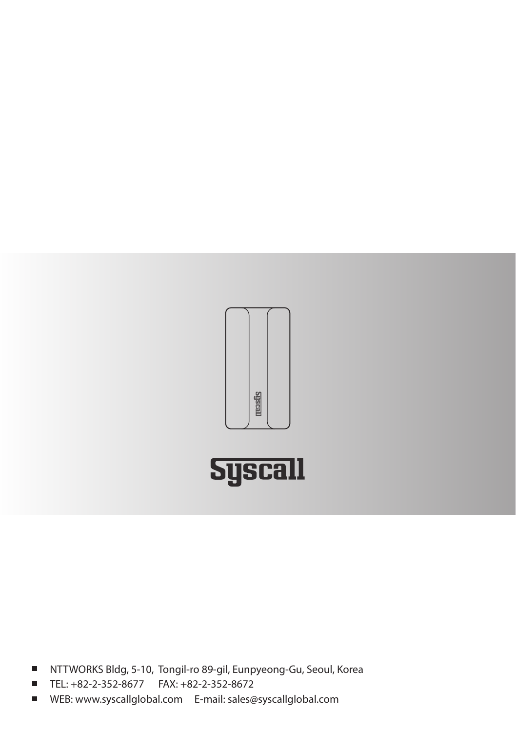Syscall

- NTTWORKS Bldg, 5-10, Tongil-ro 89-gil, Eunpyeong-Gu, Seoul, Korea
- TEL: +82-2-352-8677 FAX: +82-2-352-8672
- WEB: www.syscallglobal.com E-mail: sales@syscallglobal.com